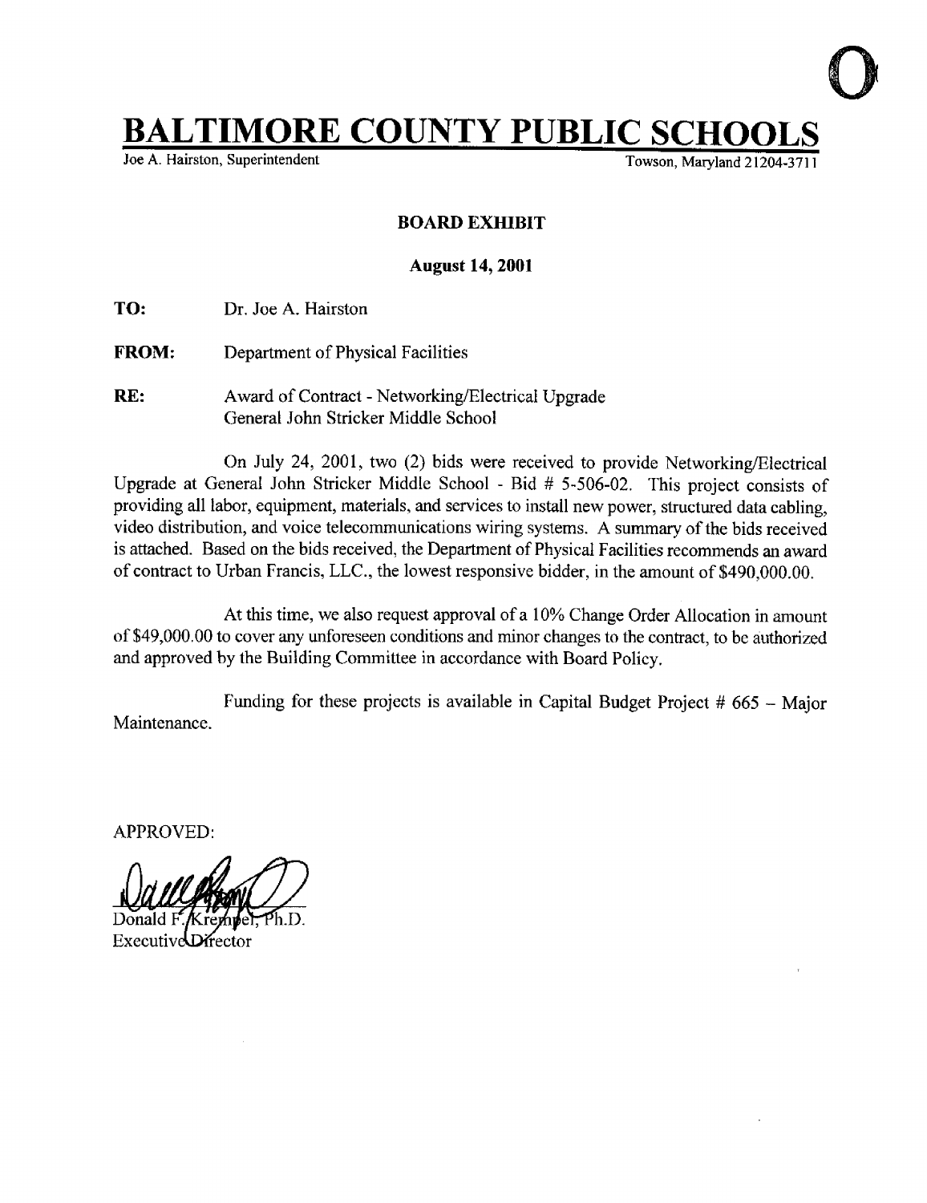# BALTIMORE COUNTY PUBLIC SCHOOLS

Joe A. Hairston, Superintendent Towson, Maryland 21204-3711

**BOARD EXHIBIT**

**August 14, 2001**

**TO:** Dr. Joe A. Hairston

**FROM:** Department of Physical Facilities

**RE:** Award of Contract - Networking/Electrical Upgrade
General John Stricker Middle School

On July 24, 2001, two (2) bids were received to provide Networking/Electrical Upgrade at General John Stricker Middle School - Bid # 5-506-02. This project consists of providing all labor, equipment, materials, and services to install new power, structured data cabling, video distribution, and voice telecommunications wiring systems. A summary of the bids received is attached. Based on the bids received, the Department of Physical Facilities recommends an award of contract to Urban Francis, LLC., the lowest responsive bidder, in the amount of $490,000.00.

At this time, we also request approval of a 10% Change Order Allocation in amount of $49,000.00 to cover any unforeseen conditions and minor changes to the contract, to be authorized and approved by the Building Committee in accordance with Board Policy.

Funding for these projects is available in Capital Budget Project # 665 – Major Maintenance.

APPROVED:

Donald F. Krempel, Ph.D.
Executive Director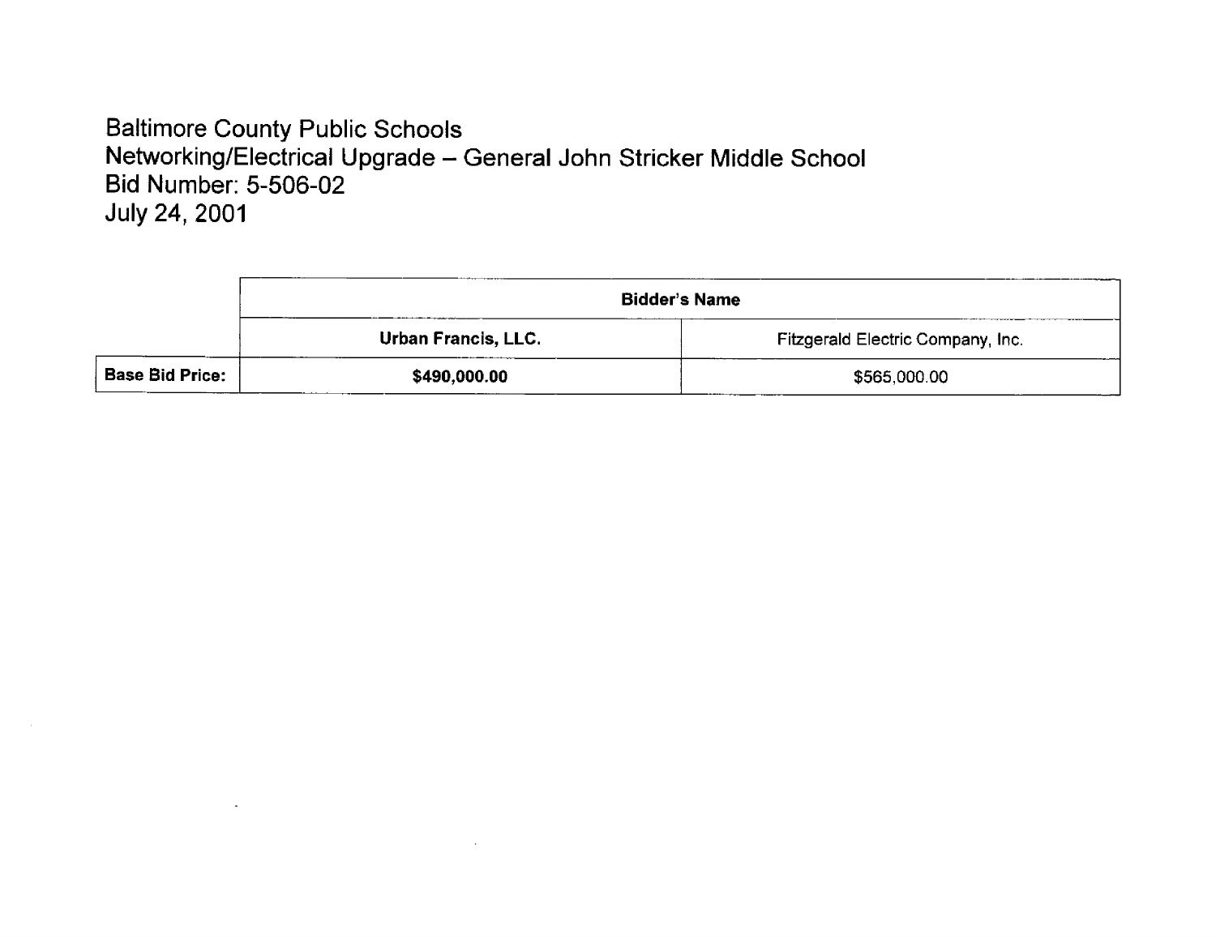Baltimore County Public Schools
Networking/Electrical Upgrade – General John Stricker Middle School
Bid Number: 5-506-02
July 24, 2001

| | Bidder's Name | |
|---|---|---|
| | **Urban Francis, LLC.** | Fitzgerald Electric Company, Inc. |
| **Base Bid Price:** | **$490,000.00** | $565,000.00 |